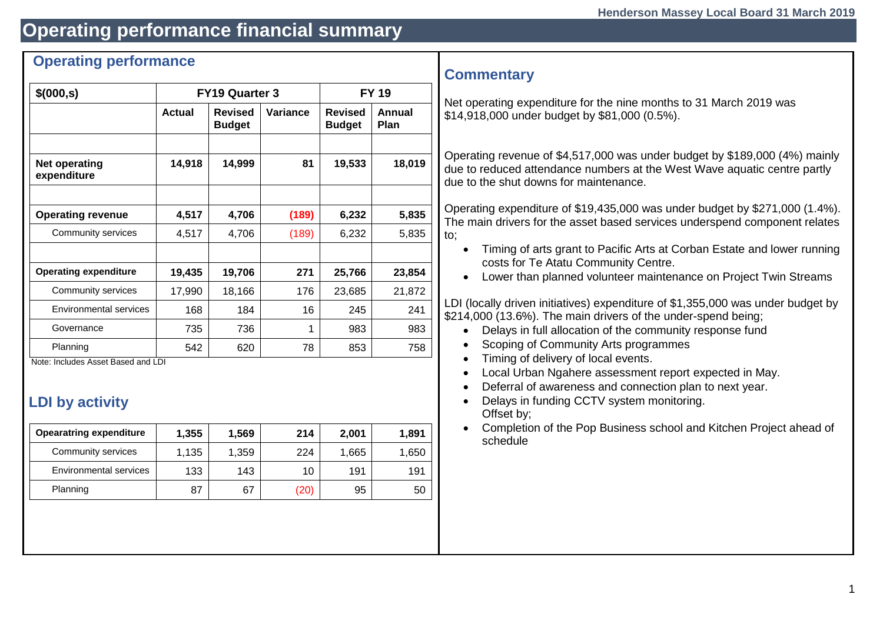# Operating performance financial summary

## Operating performance

| $(000,s) | FY19 Quarter 3 | | | FY 19 | |
|---|---|---|---|---|---|
| | Actual | Revised Budget | Variance | Revised Budget | Annual Plan |
| | | | | | |
| **Net operating expenditure** | **14,918** | **14,999** | **81** | **19,533** | **18,019** |
| | | | | | |
| **Operating revenue** | **4,517** | **4,706** | **(189)** | **6,232** | **5,835** |
| Community services | 4,517 | 4,706 | (189) | 6,232 | 5,835 |
| | | | | | |
| **Operating expenditure** | **19,435** | **19,706** | **271** | **25,766** | **23,854** |
| Community services | 17,990 | 18,166 | 176 | 23,685 | 21,872 |
| Environmental services | 168 | 184 | 16 | 245 | 241 |
| Governance | 735 | 736 | 1 | 983 | 983 |
| Planning | 542 | 620 | 78 | 853 | 758 |

Note: Includes Asset Based and LDI

## LDI by activity

| Opearatring expenditure | 1,355 | 1,569 | 214 | 2,001 | 1,891 |
|---|---|---|---|---|---|
| Community services | 1,135 | 1,359 | 224 | 1,665 | 1,650 |
| Environmental services | 133 | 143 | 10 | 191 | 191 |
| Planning | 87 | 67 | (20) | 95 | 50 |

## Commentary

Net operating expenditure for the nine months to 31 March 2019 was $14,918,000 under budget by $81,000 (0.5%).

Operating revenue of $4,517,000 was under budget by $189,000 (4%) mainly due to reduced attendance numbers at the West Wave aquatic centre partly due to the shut downs for maintenance.

Operating expenditure of $19,435,000 was under budget by $271,000 (1.4%). The main drivers for the asset based services underspend component relates to;

- Timing of arts grant to Pacific Arts at Corban Estate and lower running costs for Te Atatu Community Centre.
- Lower than planned volunteer maintenance on Project Twin Streams

LDI (locally driven initiatives) expenditure of $1,355,000 was under budget by $214,000 (13.6%). The main drivers of the under-spend being;

- Delays in full allocation of the community response fund
- Scoping of Community Arts programmes
- Timing of delivery of local events.
- Local Urban Ngahere assessment report expected in May.
- Deferral of awareness and connection plan to next year.
- Delays in funding CCTV system monitoring.
  Offset by;
- Completion of the Pop Business school and Kitchen Project ahead of schedule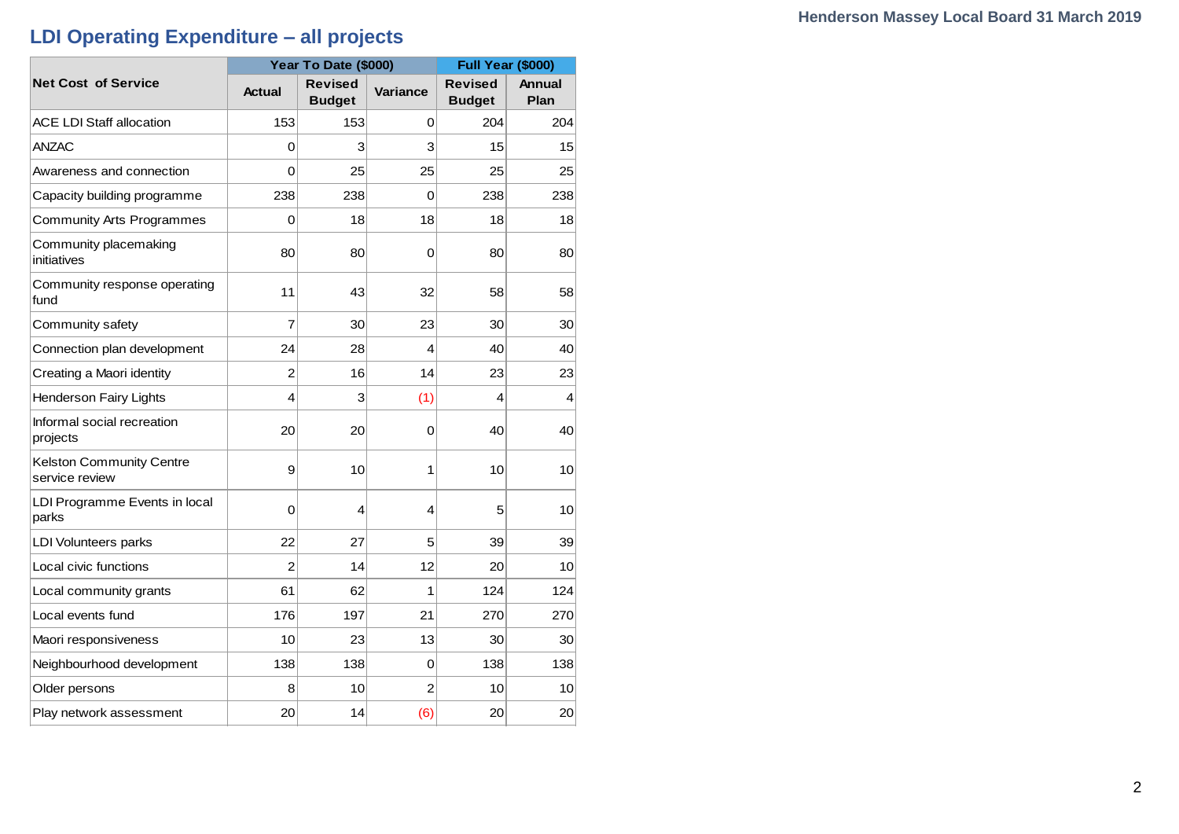## LDI Operating Expenditure – all projects

| Net Cost of Service | Year To Date ($000) | | | Full Year ($000) | |
|---|---|---|---|---|---|
| | Actual | Revised Budget | Variance | Revised Budget | Annual Plan |
| ACE LDI Staff allocation | 153 | 153 | 0 | 204 | 204 |
| ANZAC | 0 | 3 | 3 | 15 | 15 |
| Awareness and connection | 0 | 25 | 25 | 25 | 25 |
| Capacity building programme | 238 | 238 | 0 | 238 | 238 |
| Community Arts Programmes | 0 | 18 | 18 | 18 | 18 |
| Community placemaking initiatives | 80 | 80 | 0 | 80 | 80 |
| Community response operating fund | 11 | 43 | 32 | 58 | 58 |
| Community safety | 7 | 30 | 23 | 30 | 30 |
| Connection plan development | 24 | 28 | 4 | 40 | 40 |
| Creating a Maori identity | 2 | 16 | 14 | 23 | 23 |
| Henderson Fairy Lights | 4 | 3 | (1) | 4 | 4 |
| Informal social recreation projects | 20 | 20 | 0 | 40 | 40 |
| Kelston Community Centre service review | 9 | 10 | 1 | 10 | 10 |
| LDI Programme Events in local parks | 0 | 4 | 4 | 5 | 10 |
| LDI Volunteers parks | 22 | 27 | 5 | 39 | 39 |
| Local civic functions | 2 | 14 | 12 | 20 | 10 |
| Local community grants | 61 | 62 | 1 | 124 | 124 |
| Local events fund | 176 | 197 | 21 | 270 | 270 |
| Maori responsiveness | 10 | 23 | 13 | 30 | 30 |
| Neighbourhood development | 138 | 138 | 0 | 138 | 138 |
| Older persons | 8 | 10 | 2 | 10 | 10 |
| Play network assessment | 20 | 14 | (6) | 20 | 20 |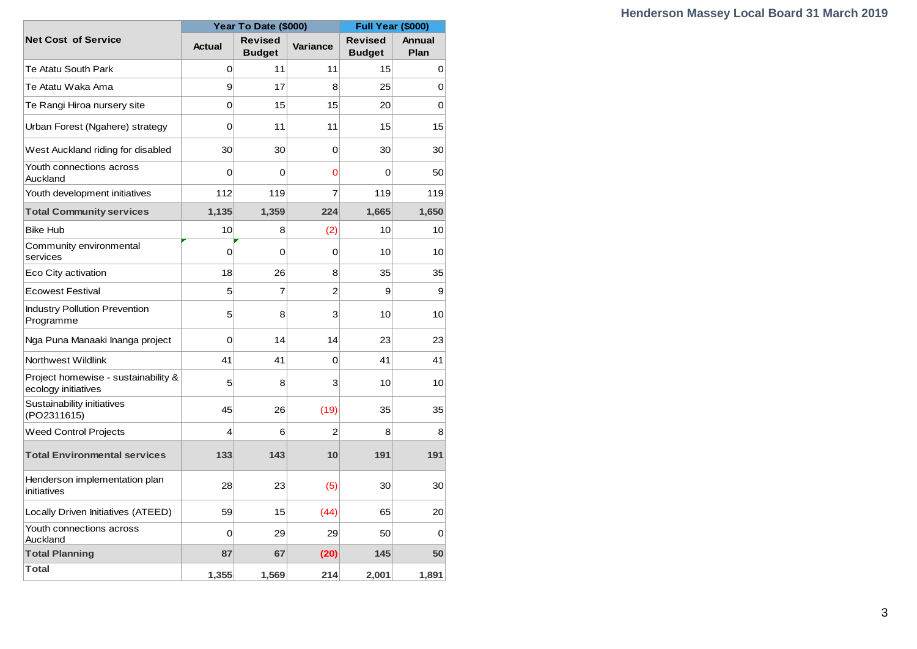| Net Cost of Service | Year To Date ($000) | | | Full Year ($000) | |
|---|---|---|---|---|---|
| | Actual | Revised Budget | Variance | Revised Budget | Annual Plan |
| Te Atatu South Park | 0 | 11 | 11 | 15 | 0 |
| Te Atatu Waka Ama | 9 | 17 | 8 | 25 | 0 |
| Te Rangi Hiroa nursery site | 0 | 15 | 15 | 20 | 0 |
| Urban Forest (Ngahere) strategy | 0 | 11 | 11 | 15 | 15 |
| West Auckland riding for disabled | 30 | 30 | 0 | 30 | 30 |
| Youth connections across Auckland | 0 | 0 | 0 | 0 | 50 |
| Youth development initiatives | 112 | 119 | 7 | 119 | 119 |
| **Total Community services** | **1,135** | **1,359** | **224** | **1,665** | **1,650** |
| Bike Hub | 10 | 8 | (2) | 10 | 10 |
| Community environmental services | 0 | 0 | 0 | 10 | 10 |
| Eco City activation | 18 | 26 | 8 | 35 | 35 |
| Ecowest Festival | 5 | 7 | 2 | 9 | 9 |
| Industry Pollution Prevention Programme | 5 | 8 | 3 | 10 | 10 |
| Nga Puna Manaaki Inanga project | 0 | 14 | 14 | 23 | 23 |
| Northwest Wildlink | 41 | 41 | 0 | 41 | 41 |
| Project homewise - sustainability & ecology initiatives | 5 | 8 | 3 | 10 | 10 |
| Sustainability initiatives (PO2311615) | 45 | 26 | (19) | 35 | 35 |
| Weed Control Projects | 4 | 6 | 2 | 8 | 8 |
| **Total Environmental services** | **133** | **143** | **10** | **191** | **191** |
| Henderson implementation plan initiatives | 28 | 23 | (5) | 30 | 30 |
| Locally Driven Initiatives (ATEED) | 59 | 15 | (44) | 65 | 20 |
| Youth connections across Auckland | 0 | 29 | 29 | 50 | 0 |
| **Total Planning** | **87** | **67** | **(20)** | **145** | **50** |
| **Total** | **1,355** | **1,569** | **214** | **2,001** | **1,891** |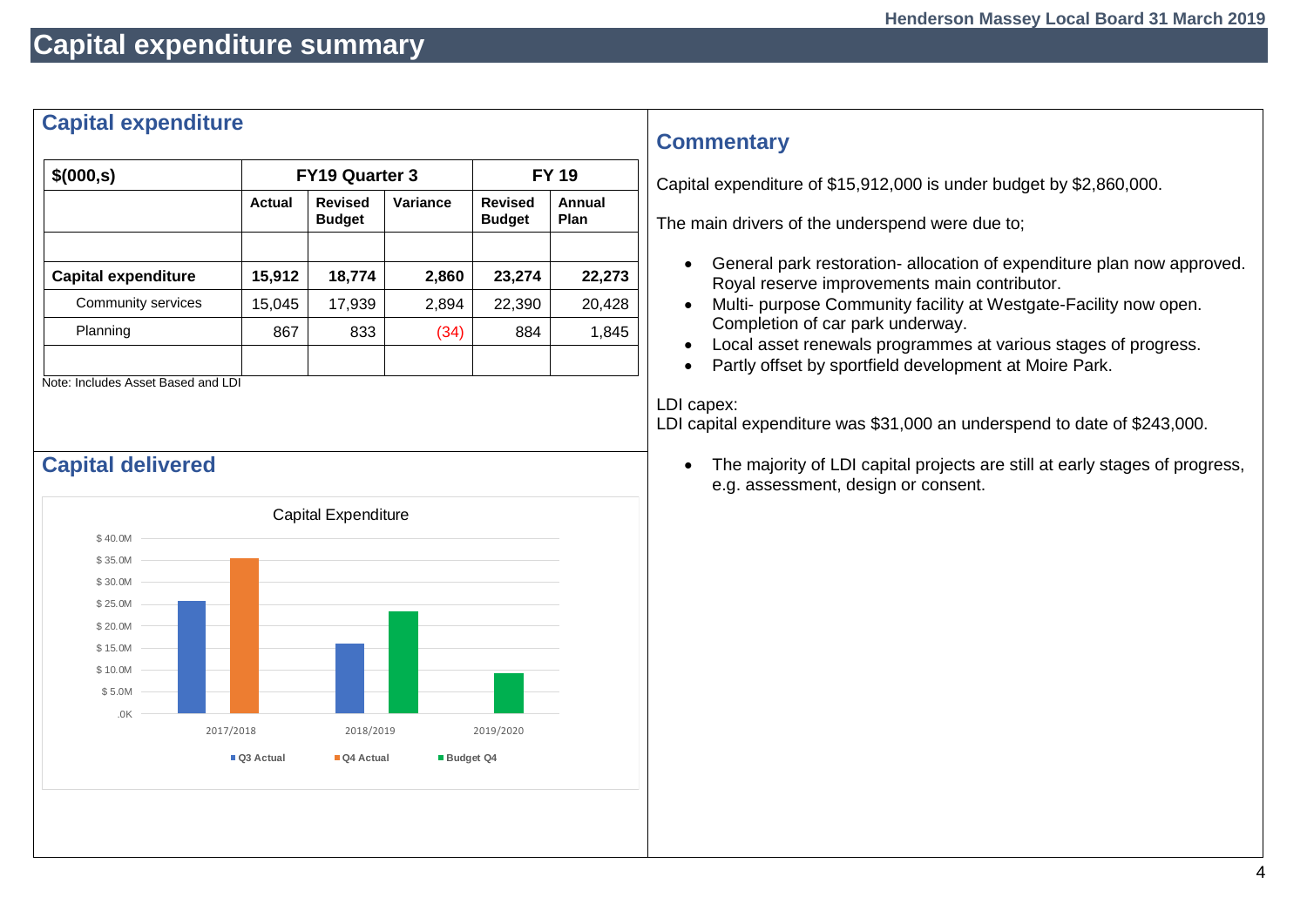# Capital expenditure summary

## Capital expenditure

| $(000,s) | FY19 Quarter 3 | | | FY 19 | |
|---|---|---|---|---|---|
| | Actual | Revised Budget | Variance | Revised Budget | Annual Plan |
| | | | | | |
| **Capital expenditure** | **15,912** | **18,774** | **2,860** | **23,274** | **22,273** |
| Community services | 15,045 | 17,939 | 2,894 | 22,390 | 20,428 |
| Planning | 867 | 833 | (34) | 884 | 1,845 |
| | | | | | |

Note: Includes Asset Based and LDI

## Capital delivered

Capital Expenditure

$ 40.0M
$ 35.0M
$ 30.0M
$ 25.0M
$ 20.0M
$ 15.0M
$ 10.0M
$ 5.0M
.0K

2017/2018 2018/2019 2019/2020

Q3 Actual Q4 Actual Budget Q4

## Commentary

Capital expenditure of $15,912,000 is under budget by $2,860,000.

The main drivers of the underspend were due to;

- General park restoration- allocation of expenditure plan now approved. Royal reserve improvements main contributor.
- Multi- purpose Community facility at Westgate-Facility now open. Completion of car park underway.
- Local asset renewals programmes at various stages of progress.
- Partly offset by sportfield development at Moire Park.

LDI capex:
LDI capital expenditure was $31,000 an underspend to date of $243,000.

- The majority of LDI capital projects are still at early stages of progress, e.g. assessment, design or consent.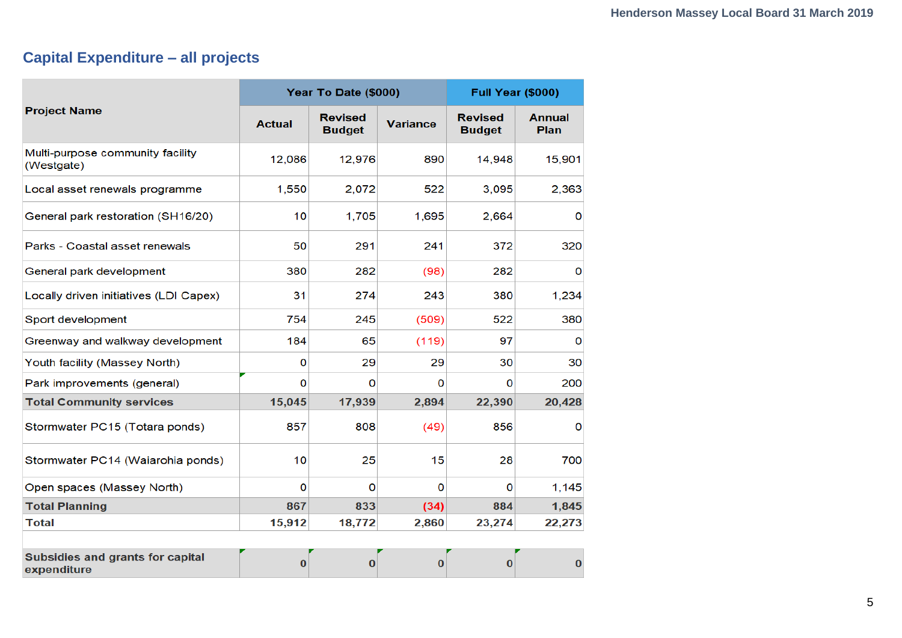## Capital Expenditure – all projects

| Project Name | Year To Date ($000) | | | Full Year ($000) | |
|---|---|---|---|---|---|
| | Actual | Revised Budget | Variance | Revised Budget | Annual Plan |
| Multi-purpose community facility (Westgate) | 12,086 | 12,976 | 890 | 14,948 | 15,901 |
| Local asset renewals programme | 1,550 | 2,072 | 522 | 3,095 | 2,363 |
| General park restoration (SH16/20) | 10 | 1,705 | 1,695 | 2,664 | 0 |
| Parks - Coastal asset renewals | 50 | 291 | 241 | 372 | 320 |
| General park development | 380 | 282 | (98) | 282 | 0 |
| Locally driven initiatives (LDI Capex) | 31 | 274 | 243 | 380 | 1,234 |
| Sport development | 754 | 245 | (509) | 522 | 380 |
| Greenway and walkway development | 184 | 65 | (119) | 97 | 0 |
| Youth facility (Massey North) | 0 | 29 | 29 | 30 | 30 |
| Park improvements (general) | 0 | 0 | 0 | 0 | 200 |
| **Total Community services** | **15,045** | **17,939** | **2,894** | **22,390** | **20,428** |
| Stormwater PC15 (Totara ponds) | 857 | 808 | (49) | 856 | 0 |
| Stormwater PC14 (Waiarohia ponds) | 10 | 25 | 15 | 28 | 700 |
| Open spaces (Massey North) | 0 | 0 | 0 | 0 | 1,145 |
| **Total Planning** | **867** | **833** | **(34)** | **884** | **1,845** |
| **Total** | **15,912** | **18,772** | **2,860** | **23,274** | **22,273** |
| | | | | | |
| **Subsidies and grants for capital expenditure** | **0** | **0** | **0** | **0** | **0** |